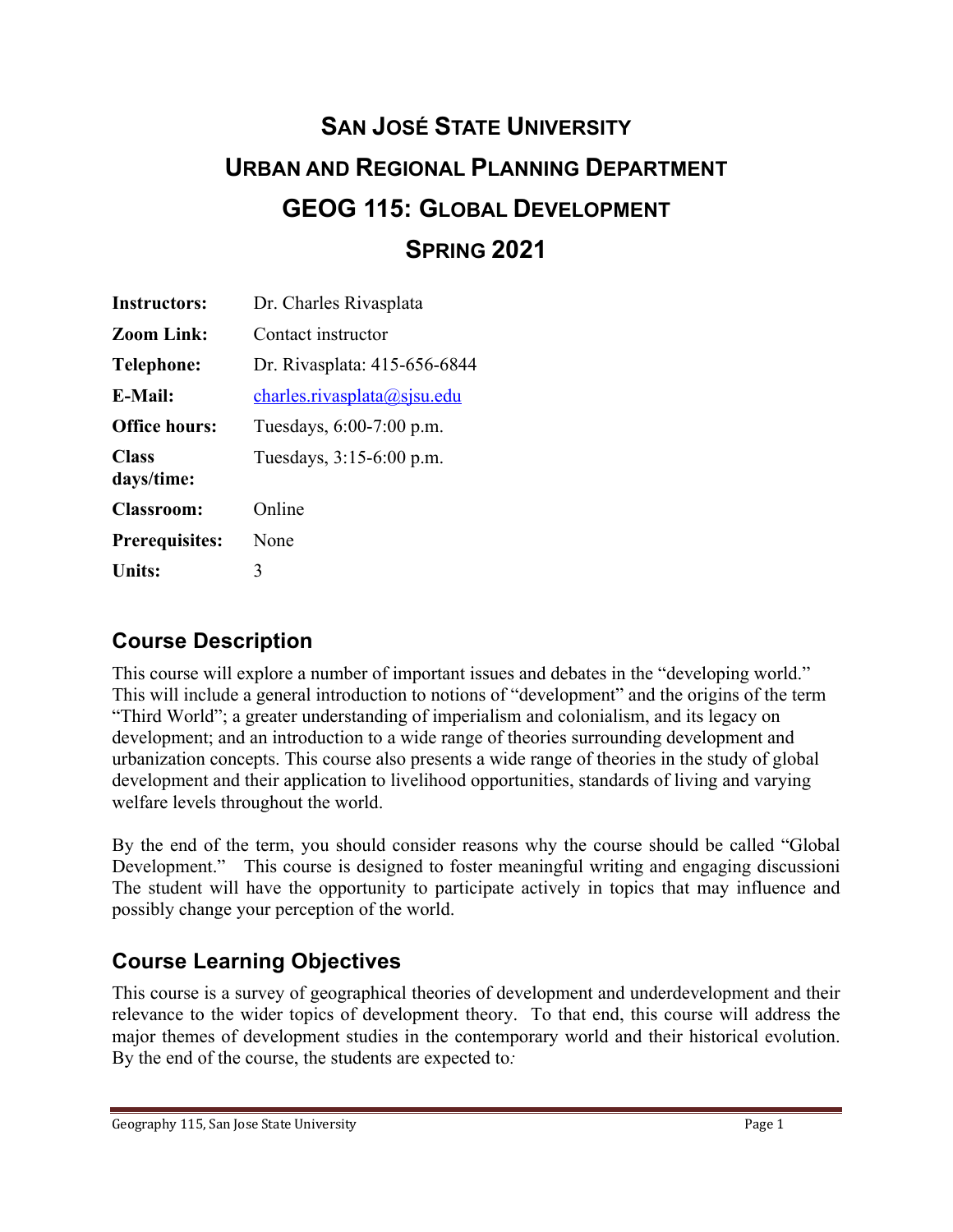# San José State University

# Urban and Regional Planning Department

# GEOG 115: Global Development

# Spring 2021

| | |
|---|---|
| **Instructors:** | Dr. Charles Rivasplata |
| **Zoom Link:** | Contact instructor |
| **Telephone:** | Dr. Rivasplata: 415-656-6844 |
| **E-Mail:** | charles.rivasplata@sjsu.edu |
| **Office hours:** | Tuesdays, 6:00-7:00 p.m. |
| **Class days/time:** | Tuesdays, 3:15-6:00 p.m. |
| **Classroom:** | Online |
| **Prerequisites:** | None |
| **Units:** | 3 |

## Course Description

This course will explore a number of important issues and debates in the "developing world." This will include a general introduction to notions of "development" and the origins of the term "Third World"; a greater understanding of imperialism and colonialism, and its legacy on development; and an introduction to a wide range of theories surrounding development and urbanization concepts. This course also presents a wide range of theories in the study of global development and their application to livelihood opportunities, standards of living and varying welfare levels throughout the world.

By the end of the term, you should consider reasons why the course should be called "Global Development." This course is designed to foster meaningful writing and engaging discussioni The student will have the opportunity to participate actively in topics that may influence and possibly change your perception of the world.

## Course Learning Objectives

This course is a survey of geographical theories of development and underdevelopment and their relevance to the wider topics of development theory. To that end, this course will address the major themes of development studies in the contemporary world and their historical evolution. By the end of the course, the students are expected to*:*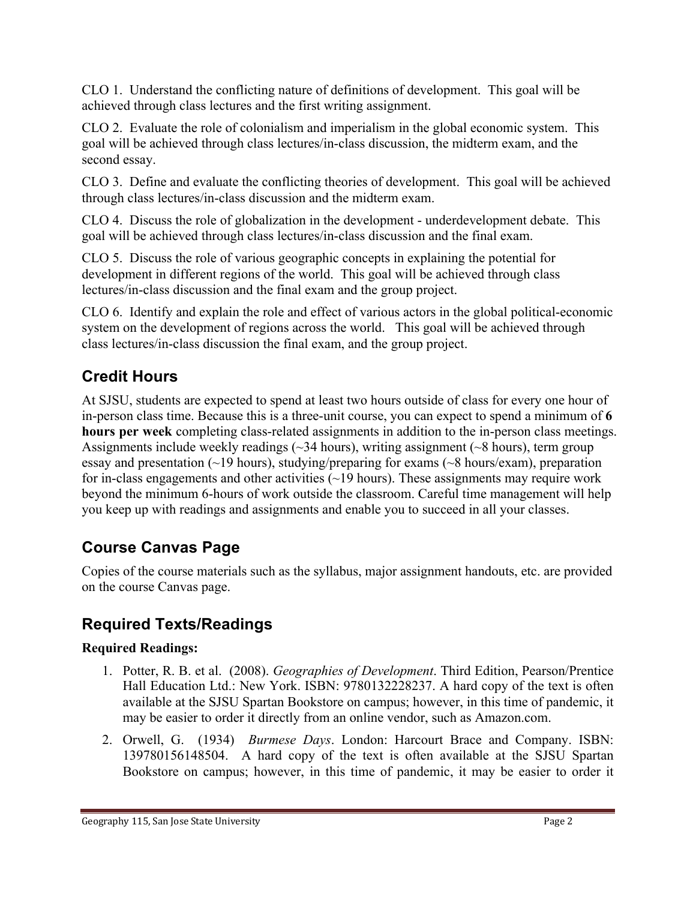CLO 1. Understand the conflicting nature of definitions of development. This goal will be achieved through class lectures and the first writing assignment.

CLO 2. Evaluate the role of colonialism and imperialism in the global economic system. This goal will be achieved through class lectures/in-class discussion, the midterm exam, and the second essay.

CLO 3. Define and evaluate the conflicting theories of development. This goal will be achieved through class lectures/in-class discussion and the midterm exam.

CLO 4. Discuss the role of globalization in the development - underdevelopment debate. This goal will be achieved through class lectures/in-class discussion and the final exam.

CLO 5. Discuss the role of various geographic concepts in explaining the potential for development in different regions of the world. This goal will be achieved through class lectures/in-class discussion and the final exam and the group project.

CLO 6. Identify and explain the role and effect of various actors in the global political-economic system on the development of regions across the world. This goal will be achieved through class lectures/in-class discussion the final exam, and the group project.

## Credit Hours

At SJSU, students are expected to spend at least two hours outside of class for every one hour of in-person class time. Because this is a three-unit course, you can expect to spend a minimum of **6 hours per week** completing class-related assignments in addition to the in-person class meetings. Assignments include weekly readings (~34 hours), writing assignment (~8 hours), term group essay and presentation (~19 hours), studying/preparing for exams (~8 hours/exam), preparation for in-class engagements and other activities (~19 hours). These assignments may require work beyond the minimum 6-hours of work outside the classroom. Careful time management will help you keep up with readings and assignments and enable you to succeed in all your classes.

## Course Canvas Page

Copies of the course materials such as the syllabus, major assignment handouts, etc. are provided on the course Canvas page.

## Required Texts/Readings

**Required Readings:**

1. Potter, R. B. et al. (2008). *Geographies of Development*. Third Edition, Pearson/Prentice Hall Education Ltd.: New York. ISBN: 9780132228237. A hard copy of the text is often available at the SJSU Spartan Bookstore on campus; however, in this time of pandemic, it may be easier to order it directly from an online vendor, such as Amazon.com.
2. Orwell, G. (1934) *Burmese Days*. London: Harcourt Brace and Company. ISBN: 139780156148504. A hard copy of the text is often available at the SJSU Spartan Bookstore on campus; however, in this time of pandemic, it may be easier to order it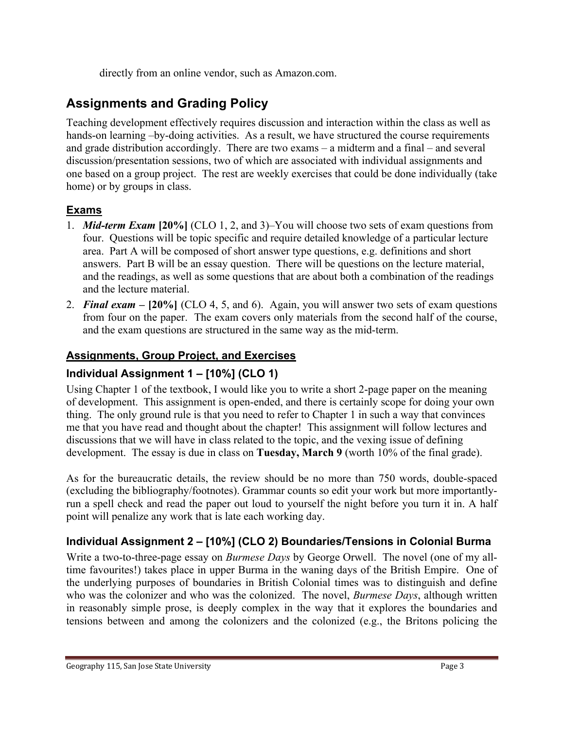directly from an online vendor, such as Amazon.com.

## Assignments and Grading Policy

Teaching development effectively requires discussion and interaction within the class as well as hands-on learning –by-doing activities. As a result, we have structured the course requirements and grade distribution accordingly. There are two exams – a midterm and a final – and several discussion/presentation sessions, two of which are associated with individual assignments and one based on a group project. The rest are weekly exercises that could be done individually (take home) or by groups in class.

### Exams

1. ***Mid-term Exam*** **[20%]** (CLO 1, 2, and 3)–You will choose two sets of exam questions from four. Questions will be topic specific and require detailed knowledge of a particular lecture area. Part A will be composed of short answer type questions, e.g. definitions and short answers. Part B will be an essay question. There will be questions on the lecture material, and the readings, as well as some questions that are about both a combination of the readings and the lecture material.
2. ***Final exam*** **– [20%]** (CLO 4, 5, and 6). Again, you will answer two sets of exam questions from four on the paper. The exam covers only materials from the second half of the course, and the exam questions are structured in the same way as the mid-term.

### Assignments, Group Project, and Exercises

### Individual Assignment 1 – [10%] (CLO 1)

Using Chapter 1 of the textbook, I would like you to write a short 2-page paper on the meaning of development. This assignment is open-ended, and there is certainly scope for doing your own thing. The only ground rule is that you need to refer to Chapter 1 in such a way that convinces me that you have read and thought about the chapter! This assignment will follow lectures and discussions that we will have in class related to the topic, and the vexing issue of defining development. The essay is due in class on **Tuesday, March 9** (worth 10% of the final grade).

As for the bureaucratic details, the review should be no more than 750 words, double-spaced (excluding the bibliography/footnotes). Grammar counts so edit your work but more importantly-run a spell check and read the paper out loud to yourself the night before you turn it in. A half point will penalize any work that is late each working day.

### Individual Assignment 2 – [10%] (CLO 2) Boundaries/Tensions in Colonial Burma

Write a two-to-three-page essay on *Burmese Days* by George Orwell. The novel (one of my all-time favourites!) takes place in upper Burma in the waning days of the British Empire. One of the underlying purposes of boundaries in British Colonial times was to distinguish and define who was the colonizer and who was the colonized. The novel, *Burmese Days*, although written in reasonably simple prose, is deeply complex in the way that it explores the boundaries and tensions between and among the colonizers and the colonized (e.g., the Britons policing the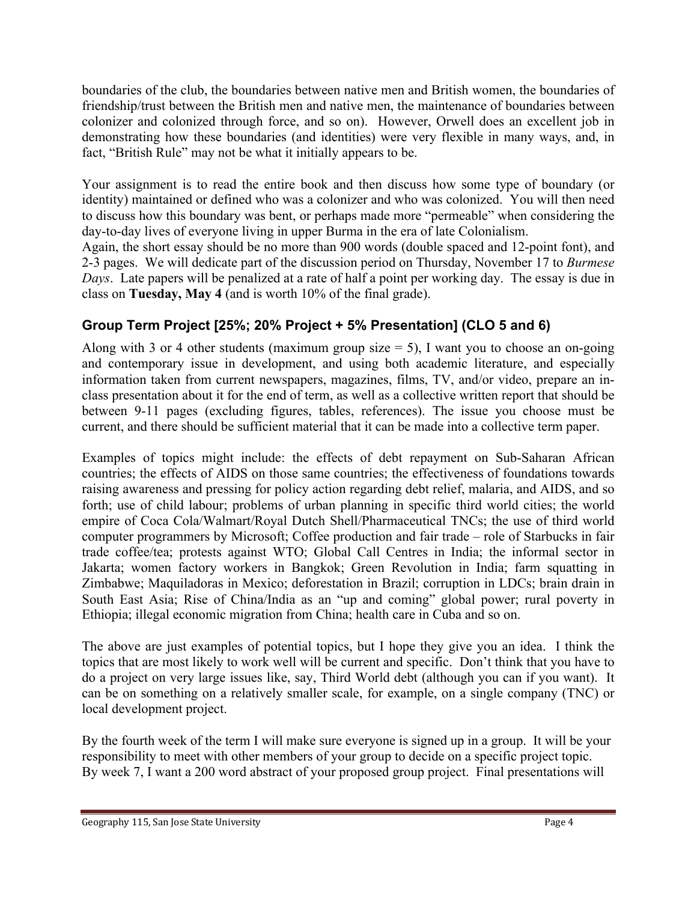boundaries of the club, the boundaries between native men and British women, the boundaries of friendship/trust between the British men and native men, the maintenance of boundaries between colonizer and colonized through force, and so on). However, Orwell does an excellent job in demonstrating how these boundaries (and identities) were very flexible in many ways, and, in fact, "British Rule" may not be what it initially appears to be.

Your assignment is to read the entire book and then discuss how some type of boundary (or identity) maintained or defined who was a colonizer and who was colonized. You will then need to discuss how this boundary was bent, or perhaps made more "permeable" when considering the day-to-day lives of everyone living in upper Burma in the era of late Colonialism.
Again, the short essay should be no more than 900 words (double spaced and 12-point font), and 2-3 pages. We will dedicate part of the discussion period on Thursday, November 17 to *Burmese Days*. Late papers will be penalized at a rate of half a point per working day. The essay is due in class on **Tuesday, May 4** (and is worth 10% of the final grade).

## Group Term Project [25%; 20% Project + 5% Presentation] (CLO 5 and 6)

Along with 3 or 4 other students (maximum group size = 5), I want you to choose an on-going and contemporary issue in development, and using both academic literature, and especially information taken from current newspapers, magazines, films, TV, and/or video, prepare an in-class presentation about it for the end of term, as well as a collective written report that should be between 9-11 pages (excluding figures, tables, references). The issue you choose must be current, and there should be sufficient material that it can be made into a collective term paper.

Examples of topics might include: the effects of debt repayment on Sub-Saharan African countries; the effects of AIDS on those same countries; the effectiveness of foundations towards raising awareness and pressing for policy action regarding debt relief, malaria, and AIDS, and so forth; use of child labour; problems of urban planning in specific third world cities; the world empire of Coca Cola/Walmart/Royal Dutch Shell/Pharmaceutical TNCs; the use of third world computer programmers by Microsoft; Coffee production and fair trade – role of Starbucks in fair trade coffee/tea; protests against WTO; Global Call Centres in India; the informal sector in Jakarta; women factory workers in Bangkok; Green Revolution in India; farm squatting in Zimbabwe; Maquiladoras in Mexico; deforestation in Brazil; corruption in LDCs; brain drain in South East Asia; Rise of China/India as an "up and coming" global power; rural poverty in Ethiopia; illegal economic migration from China; health care in Cuba and so on.

The above are just examples of potential topics, but I hope they give you an idea. I think the topics that are most likely to work well will be current and specific. Don't think that you have to do a project on very large issues like, say, Third World debt (although you can if you want). It can be on something on a relatively smaller scale, for example, on a single company (TNC) or local development project.

By the fourth week of the term I will make sure everyone is signed up in a group. It will be your responsibility to meet with other members of your group to decide on a specific project topic.
By week 7, I want a 200 word abstract of your proposed group project. Final presentations will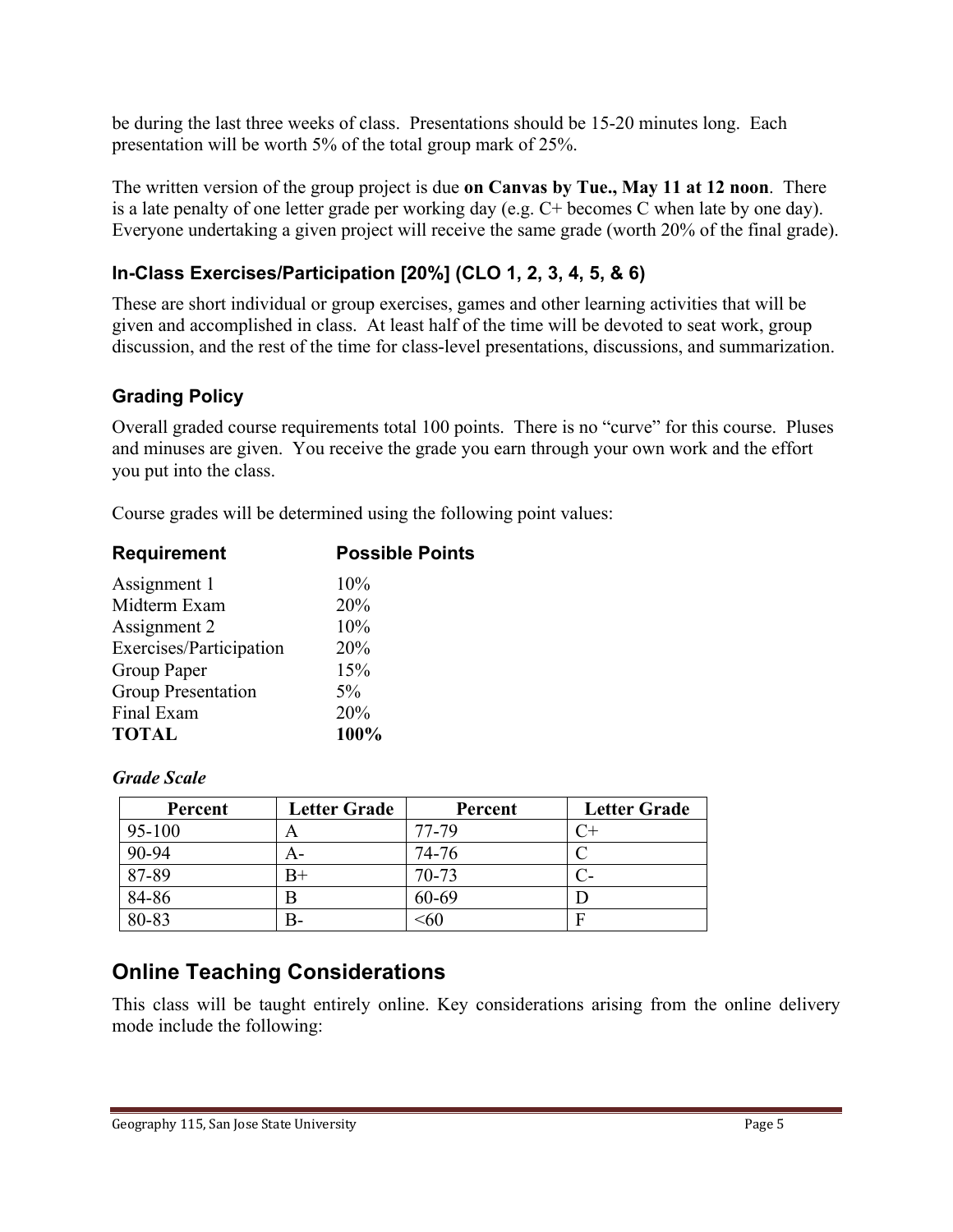be during the last three weeks of class. Presentations should be 15-20 minutes long. Each presentation will be worth 5% of the total group mark of 25%.

The written version of the group project is due **on Canvas by Tue., May 11 at 12 noon**. There is a late penalty of one letter grade per working day (e.g. C+ becomes C when late by one day). Everyone undertaking a given project will receive the same grade (worth 20% of the final grade).

### In-Class Exercises/Participation [20%] (CLO 1, 2, 3, 4, 5, & 6)

These are short individual or group exercises, games and other learning activities that will be given and accomplished in class. At least half of the time will be devoted to seat work, group discussion, and the rest of the time for class-level presentations, discussions, and summarization.

### Grading Policy

Overall graded course requirements total 100 points. There is no "curve" for this course. Pluses and minuses are given. You receive the grade you earn through your own work and the effort you put into the class.

Course grades will be determined using the following point values:

| Requirement | Possible Points |
|---|---|
| Assignment 1 | 10% |
| Midterm Exam | 20% |
| Assignment 2 | 10% |
| Exercises/Participation | 20% |
| Group Paper | 15% |
| Group Presentation | 5% |
| Final Exam | 20% |
| **TOTAL** | **100%** |

***Grade Scale***

| Percent | Letter Grade | Percent | Letter Grade |
|---|---|---|---|
| 95-100 | A | 77-79 | C+ |
| 90-94 | A- | 74-76 | C |
| 87-89 | B+ | 70-73 | C- |
| 84-86 | B | 60-69 | D |
| 80-83 | B- | <60 | F |

## Online Teaching Considerations

This class will be taught entirely online. Key considerations arising from the online delivery mode include the following: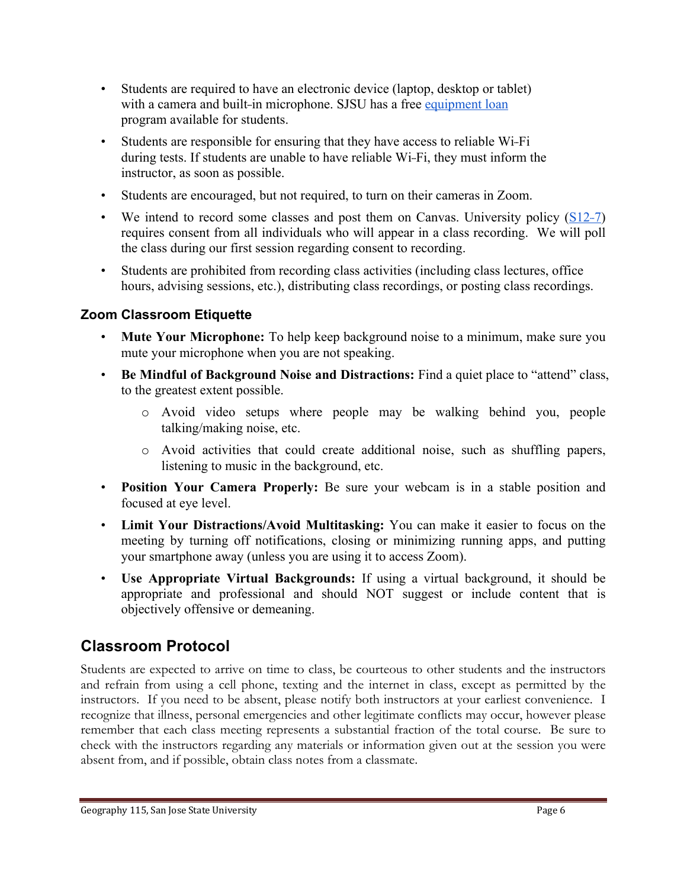- Students are required to have an electronic device (laptop, desktop or tablet) with a camera and built-in microphone. SJSU has a free [equipment loan](#) program available for students.
- Students are responsible for ensuring that they have access to reliable Wi-Fi during tests. If students are unable to have reliable Wi-Fi, they must inform the instructor, as soon as possible.
- Students are encouraged, but not required, to turn on their cameras in Zoom.
- We intend to record some classes and post them on Canvas. University policy ([S12-7](#)) requires consent from all individuals who will appear in a class recording. We will poll the class during our first session regarding consent to recording.
- Students are prohibited from recording class activities (including class lectures, office hours, advising sessions, etc.), distributing class recordings, or posting class recordings.

### Zoom Classroom Etiquette

- **Mute Your Microphone:** To help keep background noise to a minimum, make sure you mute your microphone when you are not speaking.
- **Be Mindful of Background Noise and Distractions:** Find a quiet place to "attend" class, to the greatest extent possible.
  - Avoid video setups where people may be walking behind you, people talking/making noise, etc.
  - Avoid activities that could create additional noise, such as shuffling papers, listening to music in the background, etc.
- **Position Your Camera Properly:** Be sure your webcam is in a stable position and focused at eye level.
- **Limit Your Distractions/Avoid Multitasking:** You can make it easier to focus on the meeting by turning off notifications, closing or minimizing running apps, and putting your smartphone away (unless you are using it to access Zoom).
- **Use Appropriate Virtual Backgrounds:** If using a virtual background, it should be appropriate and professional and should NOT suggest or include content that is objectively offensive or demeaning.

## Classroom Protocol

Students are expected to arrive on time to class, be courteous to other students and the instructors and refrain from using a cell phone, texting and the internet in class, except as permitted by the instructors. If you need to be absent, please notify both instructors at your earliest convenience. I recognize that illness, personal emergencies and other legitimate conflicts may occur, however please remember that each class meeting represents a substantial fraction of the total course. Be sure to check with the instructors regarding any materials or information given out at the session you were absent from, and if possible, obtain class notes from a classmate.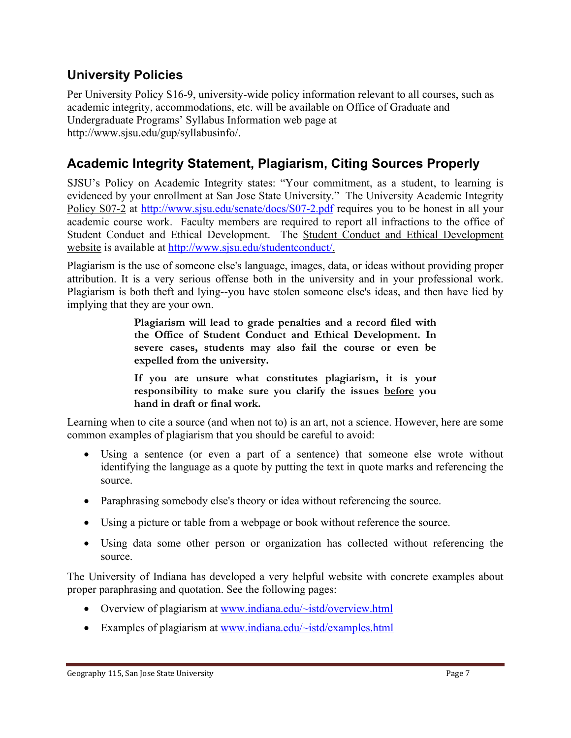## University Policies

Per University Policy S16-9, university-wide policy information relevant to all courses, such as academic integrity, accommodations, etc. will be available on Office of Graduate and Undergraduate Programs' Syllabus Information web page at http://www.sjsu.edu/gup/syllabusinfo/.

## Academic Integrity Statement, Plagiarism, Citing Sources Properly

SJSU's Policy on Academic Integrity states: "Your commitment, as a student, to learning is evidenced by your enrollment at San Jose State University." The University Academic Integrity Policy S07-2 at [http://www.sjsu.edu/senate/docs/S07-2.pdf](http://www.sjsu.edu/senate/docs/S07-2.pdf) requires you to be honest in all your academic course work. Faculty members are required to report all infractions to the office of Student Conduct and Ethical Development. The Student Conduct and Ethical Development website is available at [http://www.sjsu.edu/studentconduct/](http://www.sjsu.edu/studentconduct/).

Plagiarism is the use of someone else's language, images, data, or ideas without providing proper attribution. It is a very serious offense both in the university and in your professional work. Plagiarism is both theft and lying--you have stolen someone else's ideas, and then have lied by implying that they are your own.

> **Plagiarism will lead to grade penalties and a record filed with the Office of Student Conduct and Ethical Development. In severe cases, students may also fail the course or even be expelled from the university.**
>
> **If you are unsure what constitutes plagiarism, it is your responsibility to make sure you clarify the issues <u>before</u> you hand in draft or final work.**

Learning when to cite a source (and when not to) is an art, not a science. However, here are some common examples of plagiarism that you should be careful to avoid:

- Using a sentence (or even a part of a sentence) that someone else wrote without identifying the language as a quote by putting the text in quote marks and referencing the source.
- Paraphrasing somebody else's theory or idea without referencing the source.
- Using a picture or table from a webpage or book without reference the source.
- Using data some other person or organization has collected without referencing the source.

The University of Indiana has developed a very helpful website with concrete examples about proper paraphrasing and quotation. See the following pages:

- Overview of plagiarism at [www.indiana.edu/~istd/overview.html](www.indiana.edu/~istd/overview.html)
- Examples of plagiarism at [www.indiana.edu/~istd/examples.html](www.indiana.edu/~istd/examples.html)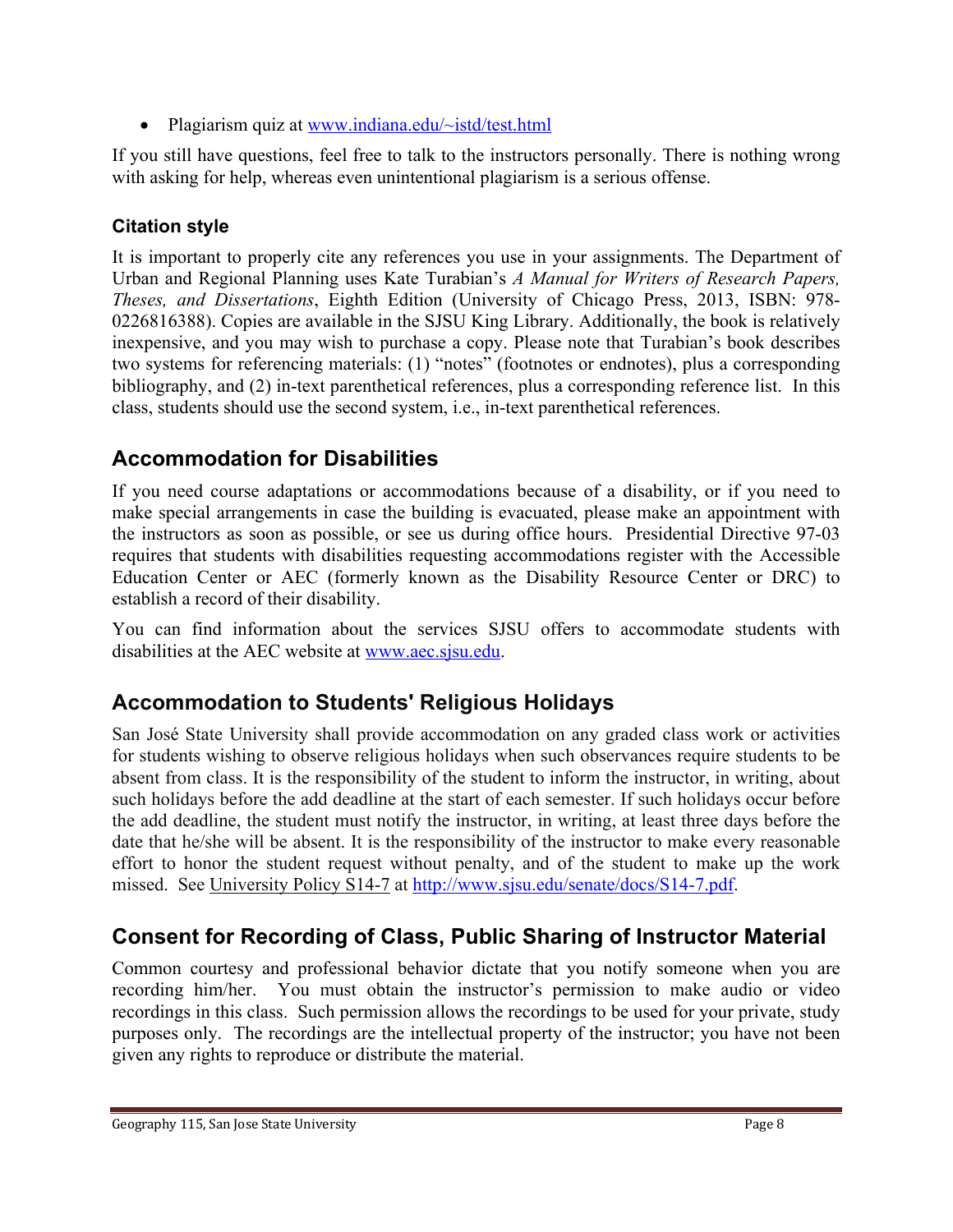- Plagiarism quiz at [www.indiana.edu/~istd/test.html](www.indiana.edu/~istd/test.html)

If you still have questions, feel free to talk to the instructors personally. There is nothing wrong with asking for help, whereas even unintentional plagiarism is a serious offense.

### Citation style

It is important to properly cite any references you use in your assignments. The Department of Urban and Regional Planning uses Kate Turabian's *A Manual for Writers of Research Papers, Theses, and Dissertations*, Eighth Edition (University of Chicago Press, 2013, ISBN: 978-0226816388). Copies are available in the SJSU King Library. Additionally, the book is relatively inexpensive, and you may wish to purchase a copy. Please note that Turabian's book describes two systems for referencing materials: (1) "notes" (footnotes or endnotes), plus a corresponding bibliography, and (2) in-text parenthetical references, plus a corresponding reference list. In this class, students should use the second system, i.e., in-text parenthetical references.

## Accommodation for Disabilities

If you need course adaptations or accommodations because of a disability, or if you need to make special arrangements in case the building is evacuated, please make an appointment with the instructors as soon as possible, or see us during office hours. Presidential Directive 97-03 requires that students with disabilities requesting accommodations register with the Accessible Education Center or AEC (formerly known as the Disability Resource Center or DRC) to establish a record of their disability.

You can find information about the services SJSU offers to accommodate students with disabilities at the AEC website at [www.aec.sjsu.edu](www.aec.sjsu.edu).

## Accommodation to Students' Religious Holidays

San José State University shall provide accommodation on any graded class work or activities for students wishing to observe religious holidays when such observances require students to be absent from class. It is the responsibility of the student to inform the instructor, in writing, about such holidays before the add deadline at the start of each semester. If such holidays occur before the add deadline, the student must notify the instructor, in writing, at least three days before the date that he/she will be absent. It is the responsibility of the instructor to make every reasonable effort to honor the student request without penalty, and of the student to make up the work missed. See University Policy S14-7 at [http://www.sjsu.edu/senate/docs/S14-7.pdf](http://www.sjsu.edu/senate/docs/S14-7.pdf).

## Consent for Recording of Class, Public Sharing of Instructor Material

Common courtesy and professional behavior dictate that you notify someone when you are recording him/her. You must obtain the instructor's permission to make audio or video recordings in this class. Such permission allows the recordings to be used for your private, study purposes only. The recordings are the intellectual property of the instructor; you have not been given any rights to reproduce or distribute the material.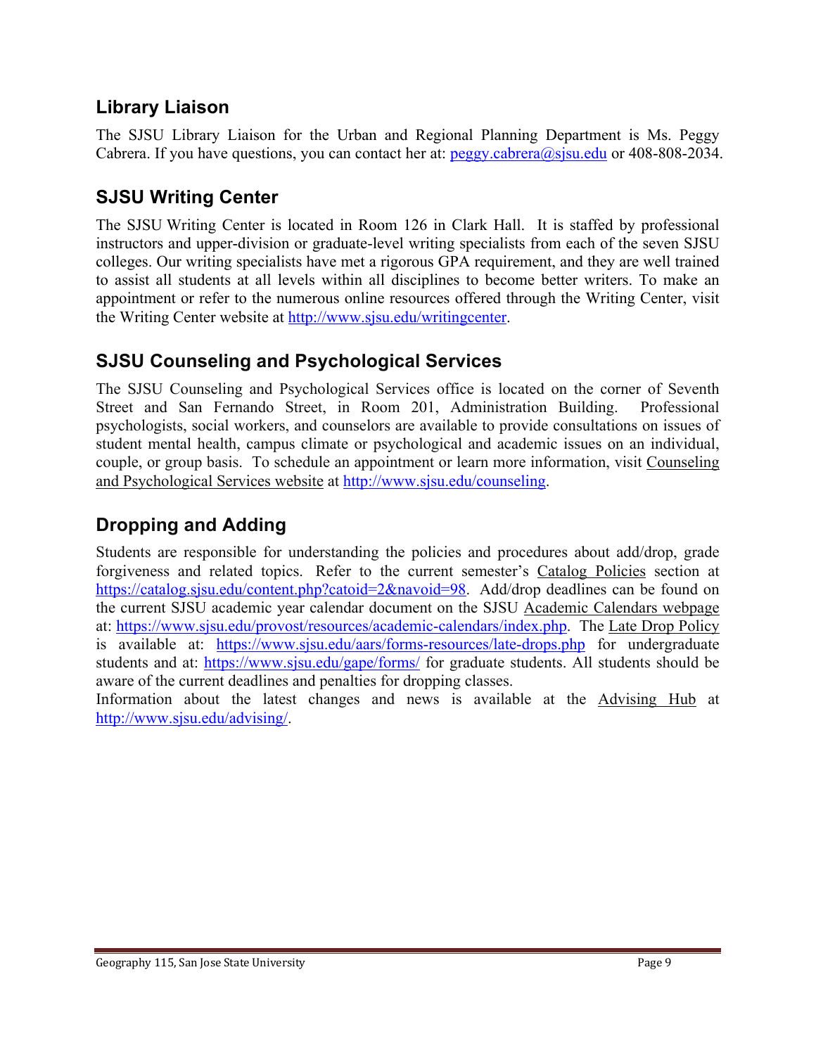## Library Liaison

The SJSU Library Liaison for the Urban and Regional Planning Department is Ms. Peggy Cabrera. If you have questions, you can contact her at: peggy.cabrera@sjsu.edu or 408-808-2034.

## SJSU Writing Center

The SJSU Writing Center is located in Room 126 in Clark Hall. It is staffed by professional instructors and upper-division or graduate-level writing specialists from each of the seven SJSU colleges. Our writing specialists have met a rigorous GPA requirement, and they are well trained to assist all students at all levels within all disciplines to become better writers. To make an appointment or refer to the numerous online resources offered through the Writing Center, visit the Writing Center website at http://www.sjsu.edu/writingcenter.

## SJSU Counseling and Psychological Services

The SJSU Counseling and Psychological Services office is located on the corner of Seventh Street and San Fernando Street, in Room 201, Administration Building. Professional psychologists, social workers, and counselors are available to provide consultations on issues of student mental health, campus climate or psychological and academic issues on an individual, couple, or group basis. To schedule an appointment or learn more information, visit Counseling and Psychological Services website at http://www.sjsu.edu/counseling.

## Dropping and Adding

Students are responsible for understanding the policies and procedures about add/drop, grade forgiveness and related topics. Refer to the current semester's Catalog Policies section at https://catalog.sjsu.edu/content.php?catoid=2&navoid=98. Add/drop deadlines can be found on the current SJSU academic year calendar document on the SJSU Academic Calendars webpage at: https://www.sjsu.edu/provost/resources/academic-calendars/index.php. The Late Drop Policy is available at: https://www.sjsu.edu/aars/forms-resources/late-drops.php for undergraduate students and at: https://www.sjsu.edu/gape/forms/ for graduate students. All students should be aware of the current deadlines and penalties for dropping classes.

Information about the latest changes and news is available at the Advising Hub at http://www.sjsu.edu/advising/.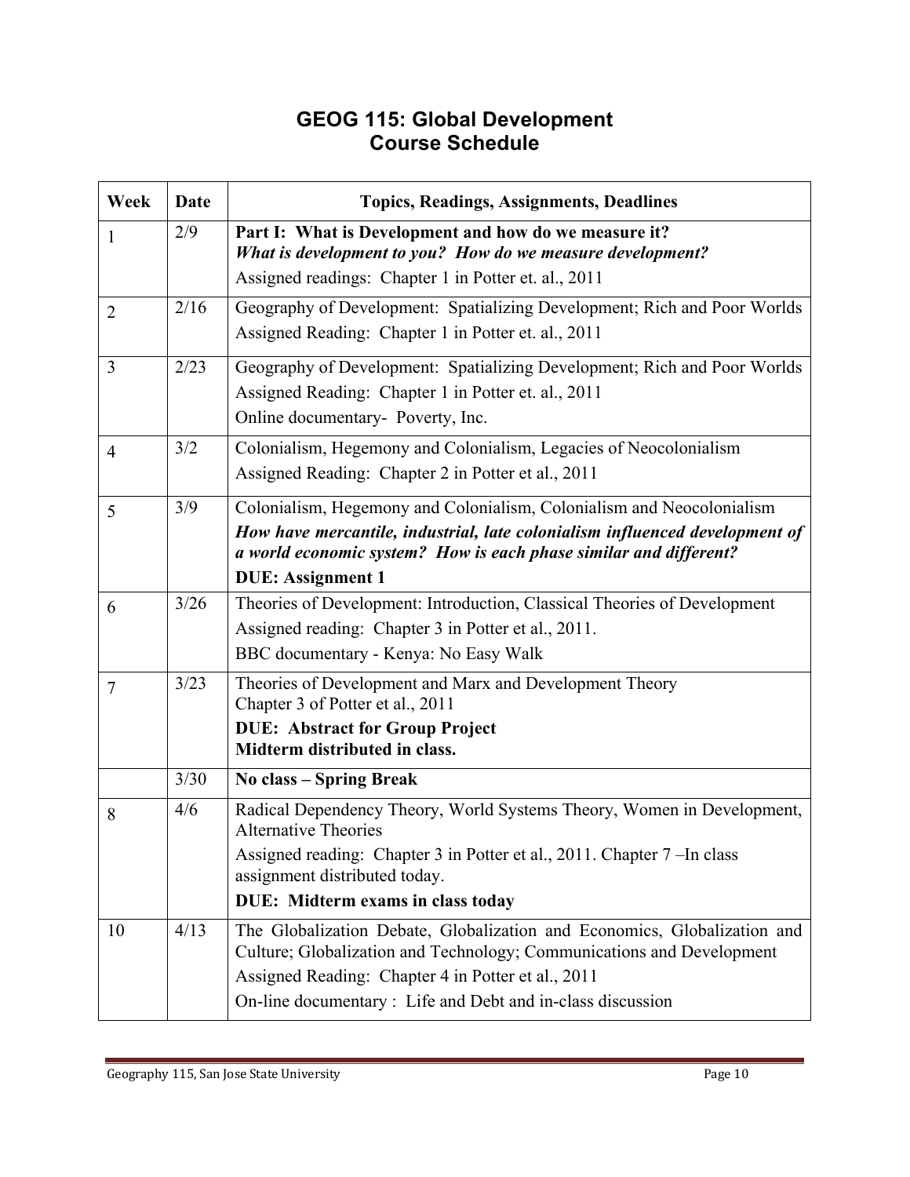# GEOG 115: Global Development
## Course Schedule

| Week | Date | Topics, Readings, Assignments, Deadlines |
|---|---|---|
| 1 | 2/9 | **Part I: What is Development and how do we measure it?** ***What is development to you? How do we measure development?*** Assigned readings: Chapter 1 in Potter et. al., 2011 |
| 2 | 2/16 | Geography of Development: Spatializing Development; Rich and Poor Worlds Assigned Reading: Chapter 1 in Potter et. al., 2011 |
| 3 | 2/23 | Geography of Development: Spatializing Development; Rich and Poor Worlds Assigned Reading: Chapter 1 in Potter et. al., 2011 Online documentary- Poverty, Inc. |
| 4 | 3/2 | Colonialism, Hegemony and Colonialism, Legacies of Neocolonialism Assigned Reading: Chapter 2 in Potter et al., 2011 |
| 5 | 3/9 | Colonialism, Hegemony and Colonialism, Colonialism and Neocolonialism ***How have mercantile, industrial, late colonialism influenced development of a world economic system? How is each phase similar and different?*** **DUE: Assignment 1** |
| 6 | 3/26 | Theories of Development: Introduction, Classical Theories of Development Assigned reading: Chapter 3 in Potter et al., 2011. BBC documentary - Kenya: No Easy Walk |
| 7 | 3/23 | Theories of Development and Marx and Development Theory Chapter 3 of Potter et al., 2011 **DUE: Abstract for Group Project** **Midterm distributed in class.** |
| | 3/30 | **No class – Spring Break** |
| 8 | 4/6 | Radical Dependency Theory, World Systems Theory, Women in Development, Alternative Theories Assigned reading: Chapter 3 in Potter et al., 2011. Chapter 7 –In class assignment distributed today. **DUE: Midterm exams in class today** |
| 10 | 4/13 | The Globalization Debate, Globalization and Economics, Globalization and Culture; Globalization and Technology; Communications and Development Assigned Reading: Chapter 4 in Potter et al., 2011 On-line documentary : Life and Debt and in-class discussion |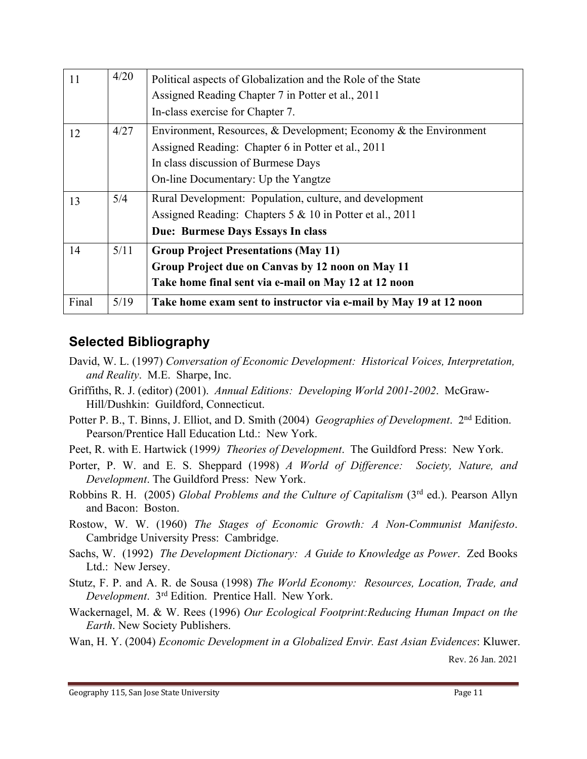| | | |
|---|---|---|
| 11 | 4/20 | Political aspects of Globalization and the Role of the State<br>Assigned Reading Chapter 7 in Potter et al., 2011<br>In-class exercise for Chapter 7. |
| 12 | 4/27 | Environment, Resources, & Development; Economy & the Environment<br>Assigned Reading: Chapter 6 in Potter et al., 2011<br>In class discussion of Burmese Days<br>On-line Documentary: Up the Yangtze |
| 13 | 5/4 | Rural Development: Population, culture, and development<br>Assigned Reading: Chapters 5 & 10 in Potter et al., 2011<br>**Due: Burmese Days Essays In class** |
| 14 | 5/11 | **Group Project Presentations (May 11)**<br>**Group Project due on Canvas by 12 noon on May 11**<br>**Take home final sent via e-mail on May 12 at 12 noon** |
| Final | 5/19 | **Take home exam sent to instructor via e-mail by May 19 at 12 noon** |

## Selected Bibliography

David, W. L. (1997) *Conversation of Economic Development: Historical Voices, Interpretation, and Reality*. M.E. Sharpe, Inc.

Griffiths, R. J. (editor) (2001). *Annual Editions: Developing World 2001-2002*. McGraw-Hill/Dushkin: Guildford, Connecticut.

Potter P. B., T. Binns, J. Elliot, and D. Smith (2004) *Geographies of Development*. 2nd Edition. Pearson/Prentice Hall Education Ltd.: New York.

Peet, R. with E. Hartwick (1999*) Theories of Development*. The Guildford Press: New York.

Porter, P. W. and E. S. Sheppard (1998) *A World of Difference: Society, Nature, and Development*. The Guildford Press: New York.

Robbins R. H. (2005) *Global Problems and the Culture of Capitalism* (3rd ed.). Pearson Allyn and Bacon: Boston.

Rostow, W. W. (1960) *The Stages of Economic Growth: A Non-Communist Manifesto*. Cambridge University Press: Cambridge.

Sachs, W. (1992) *The Development Dictionary: A Guide to Knowledge as Power*. Zed Books Ltd.: New Jersey.

Stutz, F. P. and A. R. de Sousa (1998) *The World Economy: Resources, Location, Trade, and Development*. 3rd Edition. Prentice Hall. New York.

Wackernagel, M. & W. Rees (1996) *Our Ecological Footprint:Reducing Human Impact on the Earth*. New Society Publishers.

Wan, H. Y. (2004) *Economic Development in a Globalized Envir. East Asian Evidences*: Kluwer.

Rev. 26 Jan. 2021